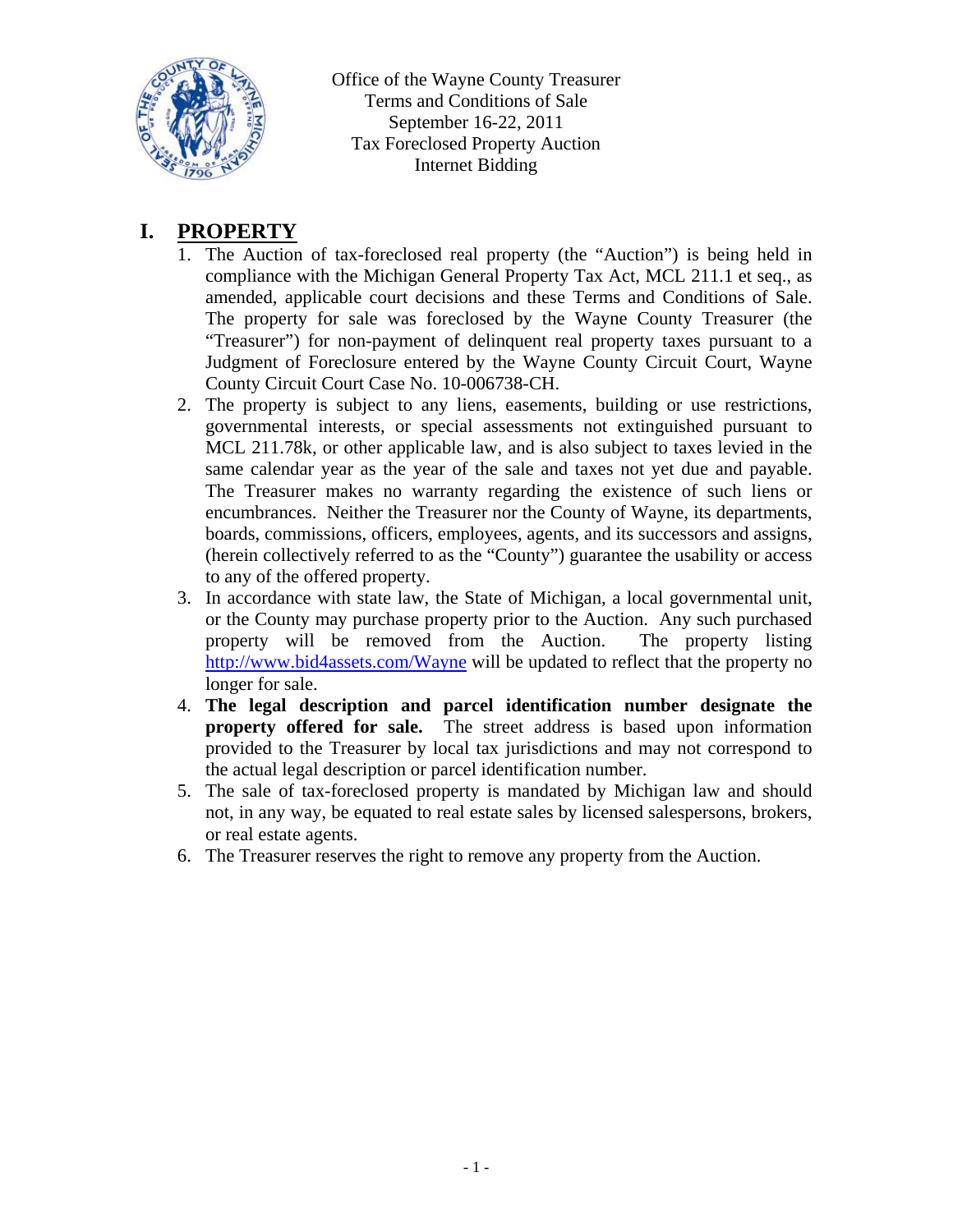Office of the Wayne County Treasurer
Terms and Conditions of Sale
September 16-22, 2011
Tax Foreclosed Property Auction
Internet Bidding

# I. PROPERTY

1. The Auction of tax-foreclosed real property (the "Auction") is being held in compliance with the Michigan General Property Tax Act, MCL 211.1 et seq., as amended, applicable court decisions and these Terms and Conditions of Sale. The property for sale was foreclosed by the Wayne County Treasurer (the "Treasurer") for non-payment of delinquent real property taxes pursuant to a Judgment of Foreclosure entered by the Wayne County Circuit Court, Wayne County Circuit Court Case No. 10-006738-CH.
2. The property is subject to any liens, easements, building or use restrictions, governmental interests, or special assessments not extinguished pursuant to MCL 211.78k, or other applicable law, and is also subject to taxes levied in the same calendar year as the year of the sale and taxes not yet due and payable. The Treasurer makes no warranty regarding the existence of such liens or encumbrances. Neither the Treasurer nor the County of Wayne, its departments, boards, commissions, officers, employees, agents, and its successors and assigns, (herein collectively referred to as the "County") guarantee the usability or access to any of the offered property.
3. In accordance with state law, the State of Michigan, a local governmental unit, or the County may purchase property prior to the Auction. Any such purchased property will be removed from the Auction. The property listing http://www.bid4assets.com/Wayne will be updated to reflect that the property no longer for sale.
4. **The legal description and parcel identification number designate the property offered for sale.** The street address is based upon information provided to the Treasurer by local tax jurisdictions and may not correspond to the actual legal description or parcel identification number.
5. The sale of tax-foreclosed property is mandated by Michigan law and should not, in any way, be equated to real estate sales by licensed salespersons, brokers, or real estate agents.
6. The Treasurer reserves the right to remove any property from the Auction.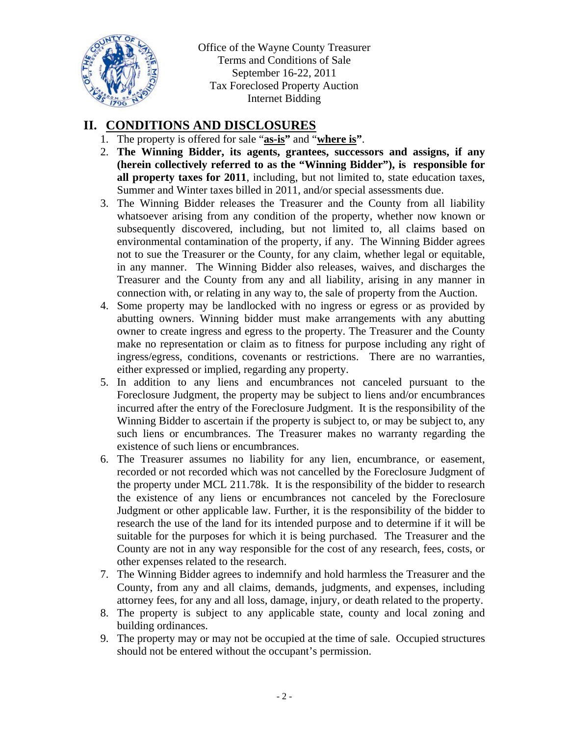Office of the Wayne County Treasurer
Terms and Conditions of Sale
September 16-22, 2011
Tax Foreclosed Property Auction
Internet Bidding

## II. CONDITIONS AND DISCLOSURES

1. The property is offered for sale "**as-is**" and "**where is**".
2. **The Winning Bidder, its agents, grantees, successors and assigns, if any (herein collectively referred to as the "Winning Bidder"), is responsible for all property taxes for 2011**, including, but not limited to, state education taxes, Summer and Winter taxes billed in 2011, and/or special assessments due.
3. The Winning Bidder releases the Treasurer and the County from all liability whatsoever arising from any condition of the property, whether now known or subsequently discovered, including, but not limited to, all claims based on environmental contamination of the property, if any. The Winning Bidder agrees not to sue the Treasurer or the County, for any claim, whether legal or equitable, in any manner. The Winning Bidder also releases, waives, and discharges the Treasurer and the County from any and all liability, arising in any manner in connection with, or relating in any way to, the sale of property from the Auction.
4. Some property may be landlocked with no ingress or egress or as provided by abutting owners. Winning bidder must make arrangements with any abutting owner to create ingress and egress to the property. The Treasurer and the County make no representation or claim as to fitness for purpose including any right of ingress/egress, conditions, covenants or restrictions. There are no warranties, either expressed or implied, regarding any property.
5. In addition to any liens and encumbrances not canceled pursuant to the Foreclosure Judgment, the property may be subject to liens and/or encumbrances incurred after the entry of the Foreclosure Judgment. It is the responsibility of the Winning Bidder to ascertain if the property is subject to, or may be subject to, any such liens or encumbrances. The Treasurer makes no warranty regarding the existence of such liens or encumbrances.
6. The Treasurer assumes no liability for any lien, encumbrance, or easement, recorded or not recorded which was not cancelled by the Foreclosure Judgment of the property under MCL 211.78k. It is the responsibility of the bidder to research the existence of any liens or encumbrances not canceled by the Foreclosure Judgment or other applicable law. Further, it is the responsibility of the bidder to research the use of the land for its intended purpose and to determine if it will be suitable for the purposes for which it is being purchased. The Treasurer and the County are not in any way responsible for the cost of any research, fees, costs, or other expenses related to the research.
7. The Winning Bidder agrees to indemnify and hold harmless the Treasurer and the County, from any and all claims, demands, judgments, and expenses, including attorney fees, for any and all loss, damage, injury, or death related to the property.
8. The property is subject to any applicable state, county and local zoning and building ordinances.
9. The property may or may not be occupied at the time of sale. Occupied structures should not be entered without the occupant's permission.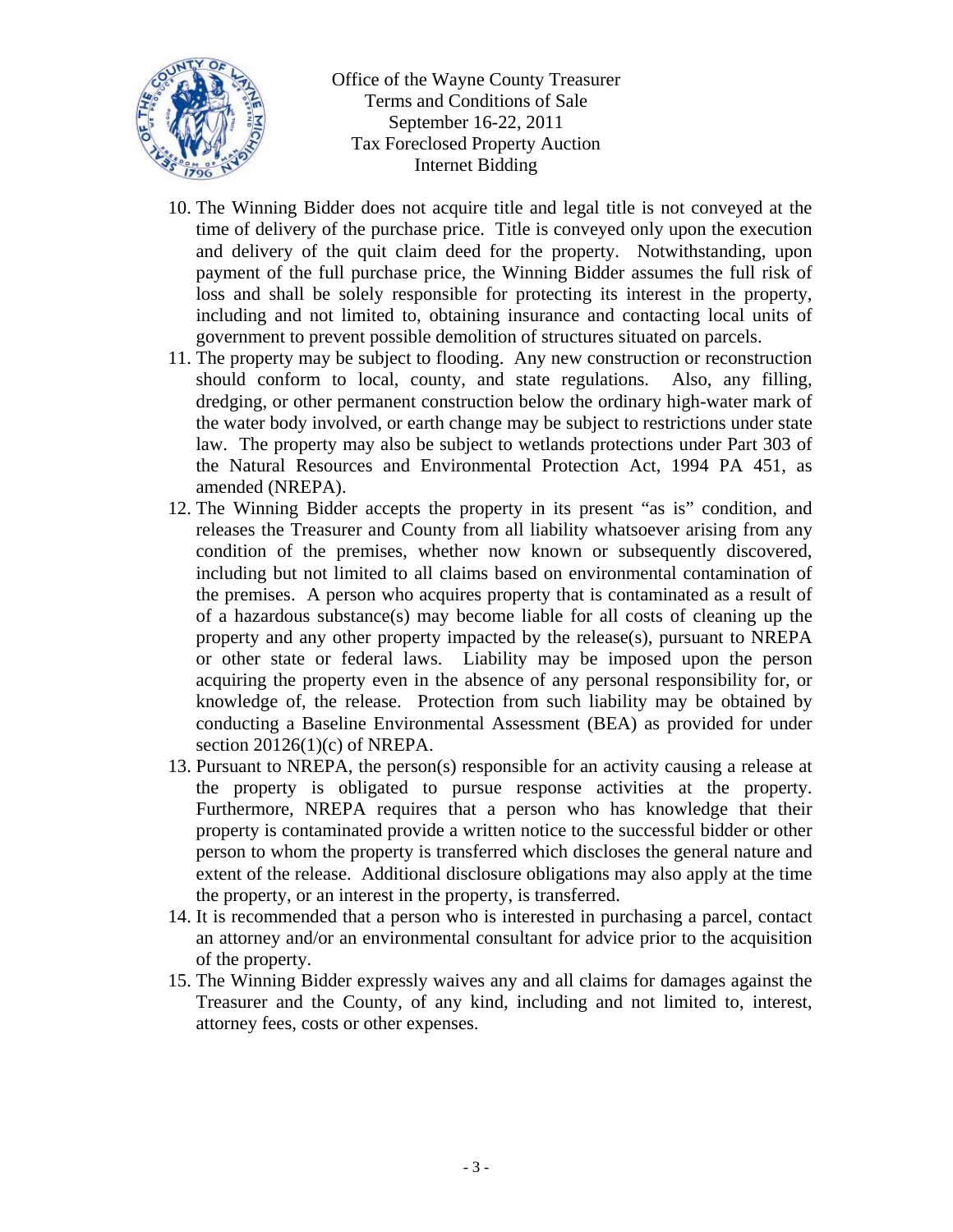Office of the Wayne County Treasurer
Terms and Conditions of Sale
September 16-22, 2011
Tax Foreclosed Property Auction
Internet Bidding

10. The Winning Bidder does not acquire title and legal title is not conveyed at the time of delivery of the purchase price. Title is conveyed only upon the execution and delivery of the quit claim deed for the property. Notwithstanding, upon payment of the full purchase price, the Winning Bidder assumes the full risk of loss and shall be solely responsible for protecting its interest in the property, including and not limited to, obtaining insurance and contacting local units of government to prevent possible demolition of structures situated on parcels.
11. The property may be subject to flooding. Any new construction or reconstruction should conform to local, county, and state regulations. Also, any filling, dredging, or other permanent construction below the ordinary high-water mark of the water body involved, or earth change may be subject to restrictions under state law. The property may also be subject to wetlands protections under Part 303 of the Natural Resources and Environmental Protection Act, 1994 PA 451, as amended (NREPA).
12. The Winning Bidder accepts the property in its present "as is" condition, and releases the Treasurer and County from all liability whatsoever arising from any condition of the premises, whether now known or subsequently discovered, including but not limited to all claims based on environmental contamination of the premises. A person who acquires property that is contaminated as a result of of a hazardous substance(s) may become liable for all costs of cleaning up the property and any other property impacted by the release(s), pursuant to NREPA or other state or federal laws. Liability may be imposed upon the person acquiring the property even in the absence of any personal responsibility for, or knowledge of, the release. Protection from such liability may be obtained by conducting a Baseline Environmental Assessment (BEA) as provided for under section 20126(1)(c) of NREPA.
13. Pursuant to NREPA, the person(s) responsible for an activity causing a release at the property is obligated to pursue response activities at the property. Furthermore, NREPA requires that a person who has knowledge that their property is contaminated provide a written notice to the successful bidder or other person to whom the property is transferred which discloses the general nature and extent of the release. Additional disclosure obligations may also apply at the time the property, or an interest in the property, is transferred.
14. It is recommended that a person who is interested in purchasing a parcel, contact an attorney and/or an environmental consultant for advice prior to the acquisition of the property.
15. The Winning Bidder expressly waives any and all claims for damages against the Treasurer and the County, of any kind, including and not limited to, interest, attorney fees, costs or other expenses.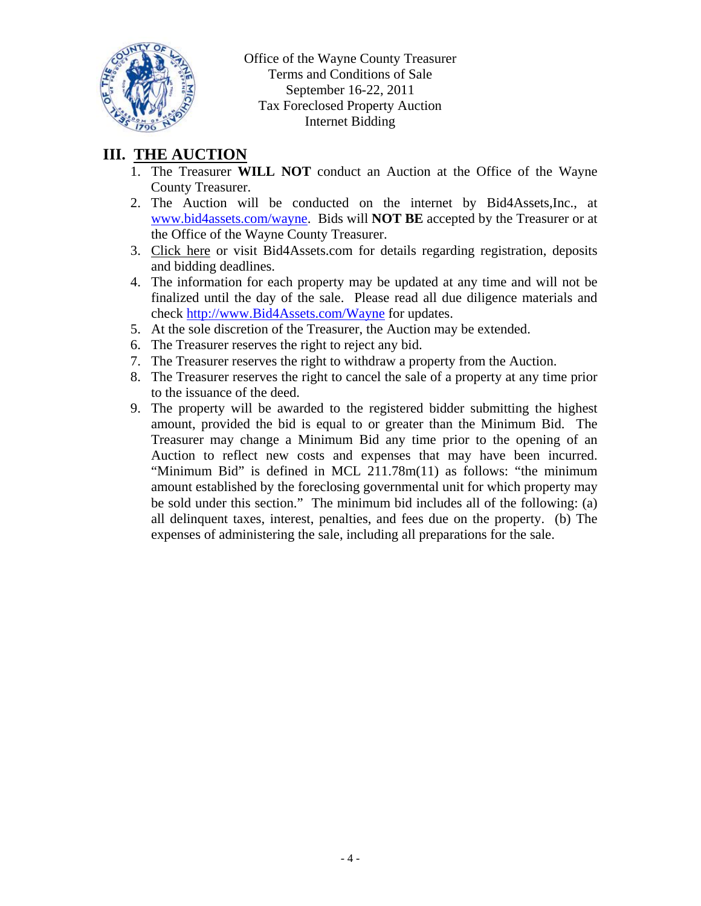Office of the Wayne County Treasurer
Terms and Conditions of Sale
September 16-22, 2011
Tax Foreclosed Property Auction
Internet Bidding

## III. THE AUCTION

1. The Treasurer **WILL NOT** conduct an Auction at the Office of the Wayne County Treasurer.
2. The Auction will be conducted on the internet by Bid4Assets,Inc., at www.bid4assets.com/wayne. Bids will **NOT BE** accepted by the Treasurer or at the Office of the Wayne County Treasurer.
3. Click here or visit Bid4Assets.com for details regarding registration, deposits and bidding deadlines.
4. The information for each property may be updated at any time and will not be finalized until the day of the sale. Please read all due diligence materials and check http://www.Bid4Assets.com/Wayne for updates.
5. At the sole discretion of the Treasurer, the Auction may be extended.
6. The Treasurer reserves the right to reject any bid.
7. The Treasurer reserves the right to withdraw a property from the Auction.
8. The Treasurer reserves the right to cancel the sale of a property at any time prior to the issuance of the deed.
9. The property will be awarded to the registered bidder submitting the highest amount, provided the bid is equal to or greater than the Minimum Bid. The Treasurer may change a Minimum Bid any time prior to the opening of an Auction to reflect new costs and expenses that may have been incurred. "Minimum Bid" is defined in MCL 211.78m(11) as follows: "the minimum amount established by the foreclosing governmental unit for which property may be sold under this section." The minimum bid includes all of the following: (a) all delinquent taxes, interest, penalties, and fees due on the property. (b) The expenses of administering the sale, including all preparations for the sale.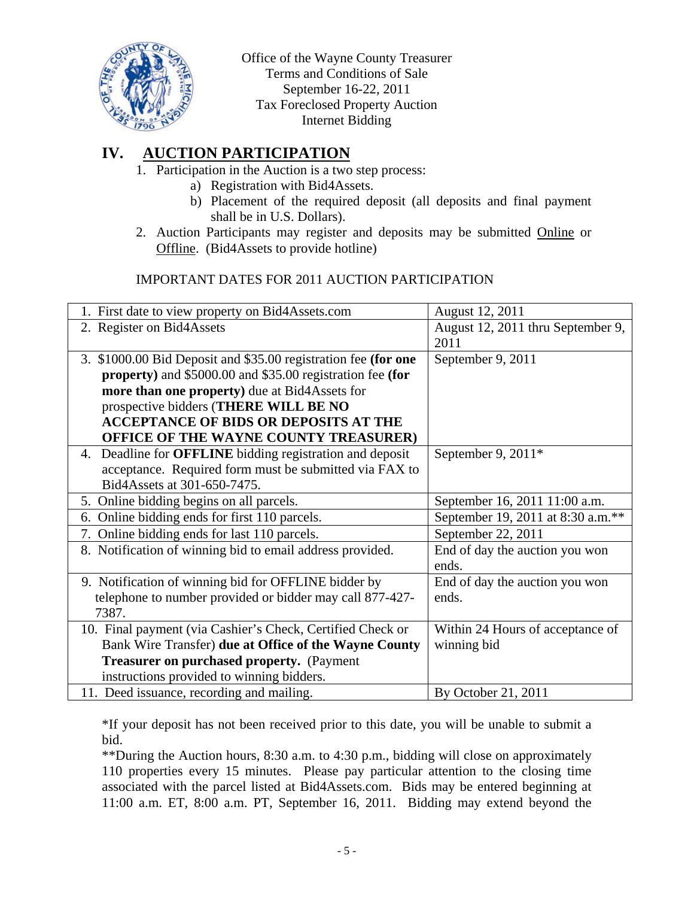Office of the Wayne County Treasurer
Terms and Conditions of Sale
September 16-22, 2011
Tax Foreclosed Property Auction
Internet Bidding

## IV. AUCTION PARTICIPATION

1. Participation in the Auction is a two step process:
   a) Registration with Bid4Assets.
   b) Placement of the required deposit (all deposits and final payment shall be in U.S. Dollars).
2. Auction Participants may register and deposits may be submitted Online or Offline. (Bid4Assets to provide hotline)

IMPORTANT DATES FOR 2011 AUCTION PARTICIPATION

| | |
|---|---|
| 1. First date to view property on Bid4Assets.com | August 12, 2011 |
| 2. Register on Bid4Assets | August 12, 2011 thru September 9, 2011 |
| 3. $1000.00 Bid Deposit and $35.00 registration fee **(for one property)** and $5000.00 and $35.00 registration fee **(for more than one property)** due at Bid4Assets for prospective bidders (**THERE WILL BE NO ACCEPTANCE OF BIDS OR DEPOSITS AT THE OFFICE OF THE WAYNE COUNTY TREASURER)** | September 9, 2011 |
| 4. Deadline for **OFFLINE** bidding registration and deposit acceptance. Required form must be submitted via FAX to Bid4Assets at 301-650-7475. | September 9, 2011* |
| 5. Online bidding begins on all parcels. | September 16, 2011 11:00 a.m. |
| 6. Online bidding ends for first 110 parcels. | September 19, 2011 at 8:30 a.m.** |
| 7. Online bidding ends for last 110 parcels. | September 22, 2011 |
| 8. Notification of winning bid to email address provided. | End of day the auction you won ends. |
| 9. Notification of winning bid for OFFLINE bidder by telephone to number provided or bidder may call 877-427-7387. | End of day the auction you won ends. |
| 10. Final payment (via Cashier's Check, Certified Check or Bank Wire Transfer) **due at Office of the Wayne County Treasurer on purchased property.** (Payment instructions provided to winning bidders. | Within 24 Hours of acceptance of winning bid |
| 11. Deed issuance, recording and mailing. | By October 21, 2011 |

*If your deposit has not been received prior to this date, you will be unable to submit a bid.

**During the Auction hours, 8:30 a.m. to 4:30 p.m., bidding will close on approximately 110 properties every 15 minutes. Please pay particular attention to the closing time associated with the parcel listed at Bid4Assets.com. Bids may be entered beginning at 11:00 a.m. ET, 8:00 a.m. PT, September 16, 2011. Bidding may extend beyond the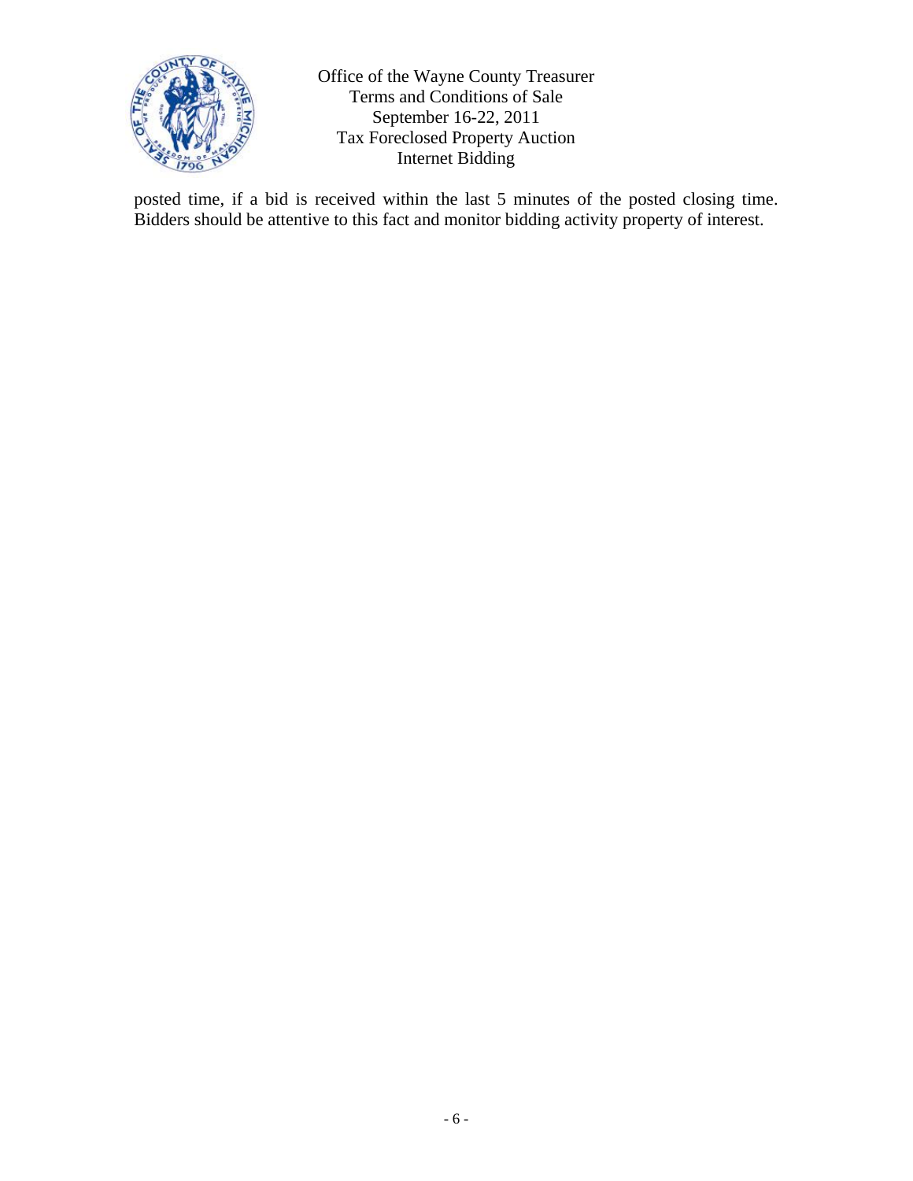posted time, if a bid is received within the last 5 minutes of the posted closing time. Bidders should be attentive to this fact and monitor bidding activity property of interest.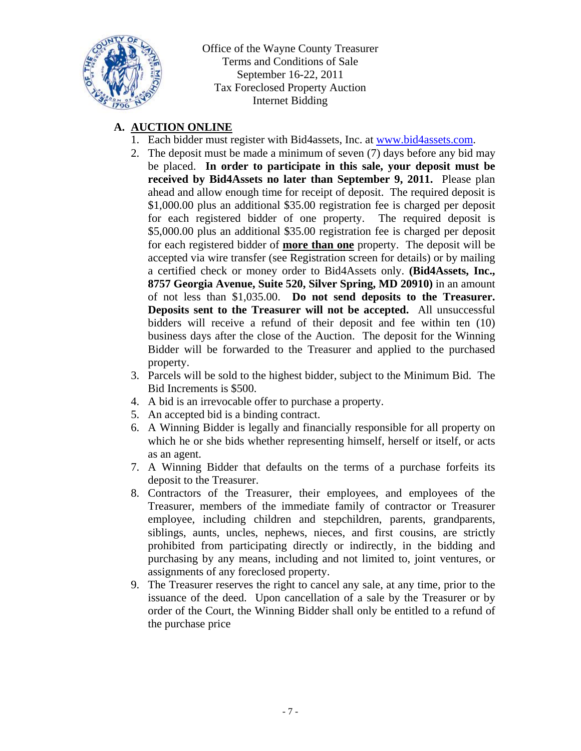Office of the Wayne County Treasurer
Terms and Conditions of Sale
September 16-22, 2011
Tax Foreclosed Property Auction
Internet Bidding

## A. AUCTION ONLINE

1. Each bidder must register with Bid4assets, Inc. at www.bid4assets.com.
2. The deposit must be made a minimum of seven (7) days before any bid may be placed. **In order to participate in this sale, your deposit must be received by Bid4Assets no later than September 9, 2011.** Please plan ahead and allow enough time for receipt of deposit. The required deposit is $1,000.00 plus an additional $35.00 registration fee is charged per deposit for each registered bidder of one property. The required deposit is $5,000.00 plus an additional $35.00 registration fee is charged per deposit for each registered bidder of **more than one** property. The deposit will be accepted via wire transfer (see Registration screen for details) or by mailing a certified check or money order to Bid4Assets only. **(Bid4Assets, Inc., 8757 Georgia Avenue, Suite 520, Silver Spring, MD 20910)** in an amount of not less than $1,035.00. **Do not send deposits to the Treasurer. Deposits sent to the Treasurer will not be accepted.** All unsuccessful bidders will receive a refund of their deposit and fee within ten (10) business days after the close of the Auction. The deposit for the Winning Bidder will be forwarded to the Treasurer and applied to the purchased property.
3. Parcels will be sold to the highest bidder, subject to the Minimum Bid. The Bid Increments is $500.
4. A bid is an irrevocable offer to purchase a property.
5. An accepted bid is a binding contract.
6. A Winning Bidder is legally and financially responsible for all property on which he or she bids whether representing himself, herself or itself, or acts as an agent.
7. A Winning Bidder that defaults on the terms of a purchase forfeits its deposit to the Treasurer.
8. Contractors of the Treasurer, their employees, and employees of the Treasurer, members of the immediate family of contractor or Treasurer employee, including children and stepchildren, parents, grandparents, siblings, aunts, uncles, nephews, nieces, and first cousins, are strictly prohibited from participating directly or indirectly, in the bidding and purchasing by any means, including and not limited to, joint ventures, or assignments of any foreclosed property.
9. The Treasurer reserves the right to cancel any sale, at any time, prior to the issuance of the deed. Upon cancellation of a sale by the Treasurer or by order of the Court, the Winning Bidder shall only be entitled to a refund of the purchase price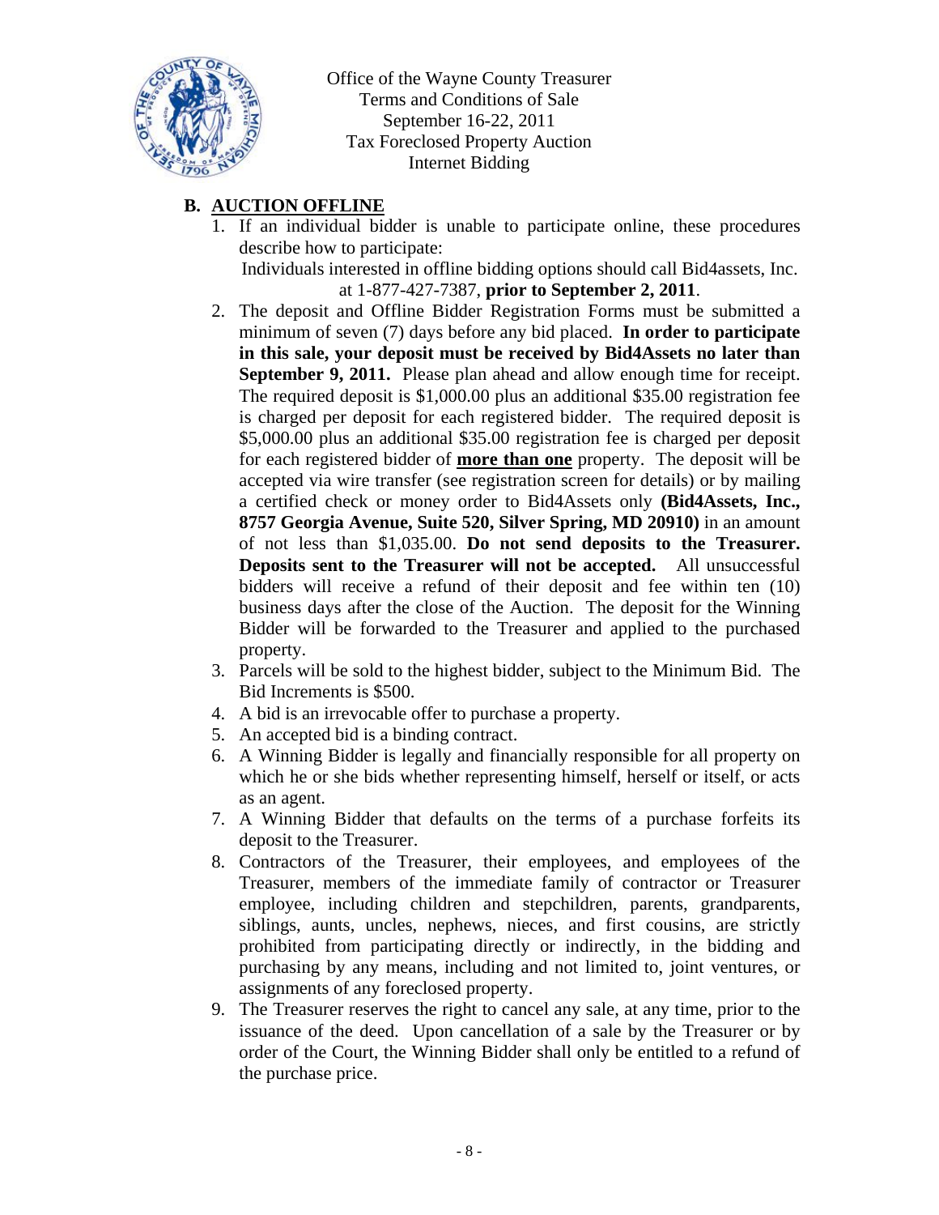## B. AUCTION OFFLINE

1. If an individual bidder is unable to participate online, these procedures describe how to participate:
   Individuals interested in offline bidding options should call Bid4assets, Inc. at 1-877-427-7387, **prior to September 2, 2011**.
2. The deposit and Offline Bidder Registration Forms must be submitted a minimum of seven (7) days before any bid placed. **In order to participate in this sale, your deposit must be received by Bid4Assets no later than September 9, 2011.** Please plan ahead and allow enough time for receipt. The required deposit is $1,000.00 plus an additional $35.00 registration fee is charged per deposit for each registered bidder. The required deposit is $5,000.00 plus an additional $35.00 registration fee is charged per deposit for each registered bidder of **more than one** property. The deposit will be accepted via wire transfer (see registration screen for details) or by mailing a certified check or money order to Bid4Assets only **(Bid4Assets, Inc., 8757 Georgia Avenue, Suite 520, Silver Spring, MD 20910)** in an amount of not less than $1,035.00. **Do not send deposits to the Treasurer. Deposits sent to the Treasurer will not be accepted.** All unsuccessful bidders will receive a refund of their deposit and fee within ten (10) business days after the close of the Auction. The deposit for the Winning Bidder will be forwarded to the Treasurer and applied to the purchased property.
3. Parcels will be sold to the highest bidder, subject to the Minimum Bid. The Bid Increments is $500.
4. A bid is an irrevocable offer to purchase a property.
5. An accepted bid is a binding contract.
6. A Winning Bidder is legally and financially responsible for all property on which he or she bids whether representing himself, herself or itself, or acts as an agent.
7. A Winning Bidder that defaults on the terms of a purchase forfeits its deposit to the Treasurer.
8. Contractors of the Treasurer, their employees, and employees of the Treasurer, members of the immediate family of contractor or Treasurer employee, including children and stepchildren, parents, grandparents, siblings, aunts, uncles, nephews, nieces, and first cousins, are strictly prohibited from participating directly or indirectly, in the bidding and purchasing by any means, including and not limited to, joint ventures, or assignments of any foreclosed property.
9. The Treasurer reserves the right to cancel any sale, at any time, prior to the issuance of the deed. Upon cancellation of a sale by the Treasurer or by order of the Court, the Winning Bidder shall only be entitled to a refund of the purchase price.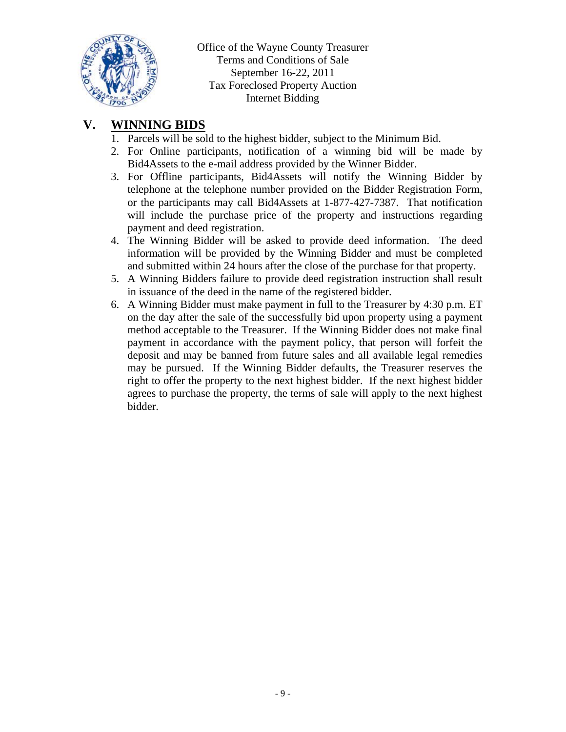Office of the Wayne County Treasurer
Terms and Conditions of Sale
September 16-22, 2011
Tax Foreclosed Property Auction
Internet Bidding

## V. WINNING BIDS

1. Parcels will be sold to the highest bidder, subject to the Minimum Bid.
2. For Online participants, notification of a winning bid will be made by Bid4Assets to the e-mail address provided by the Winner Bidder.
3. For Offline participants, Bid4Assets will notify the Winning Bidder by telephone at the telephone number provided on the Bidder Registration Form, or the participants may call Bid4Assets at 1-877-427-7387. That notification will include the purchase price of the property and instructions regarding payment and deed registration.
4. The Winning Bidder will be asked to provide deed information. The deed information will be provided by the Winning Bidder and must be completed and submitted within 24 hours after the close of the purchase for that property.
5. A Winning Bidders failure to provide deed registration instruction shall result in issuance of the deed in the name of the registered bidder.
6. A Winning Bidder must make payment in full to the Treasurer by 4:30 p.m. ET on the day after the sale of the successfully bid upon property using a payment method acceptable to the Treasurer. If the Winning Bidder does not make final payment in accordance with the payment policy, that person will forfeit the deposit and may be banned from future sales and all available legal remedies may be pursued. If the Winning Bidder defaults, the Treasurer reserves the right to offer the property to the next highest bidder. If the next highest bidder agrees to purchase the property, the terms of sale will apply to the next highest bidder.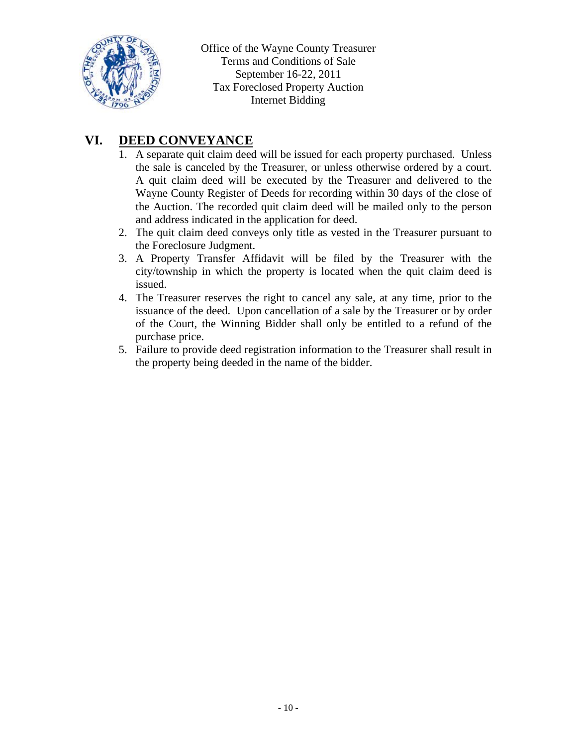Office of the Wayne County Treasurer
Terms and Conditions of Sale
September 16-22, 2011
Tax Foreclosed Property Auction
Internet Bidding

## VI. DEED CONVEYANCE

1. A separate quit claim deed will be issued for each property purchased. Unless the sale is canceled by the Treasurer, or unless otherwise ordered by a court. A quit claim deed will be executed by the Treasurer and delivered to the Wayne County Register of Deeds for recording within 30 days of the close of the Auction. The recorded quit claim deed will be mailed only to the person and address indicated in the application for deed.
2. The quit claim deed conveys only title as vested in the Treasurer pursuant to the Foreclosure Judgment.
3. A Property Transfer Affidavit will be filed by the Treasurer with the city/township in which the property is located when the quit claim deed is issued.
4. The Treasurer reserves the right to cancel any sale, at any time, prior to the issuance of the deed. Upon cancellation of a sale by the Treasurer or by order of the Court, the Winning Bidder shall only be entitled to a refund of the purchase price.
5. Failure to provide deed registration information to the Treasurer shall result in the property being deeded in the name of the bidder.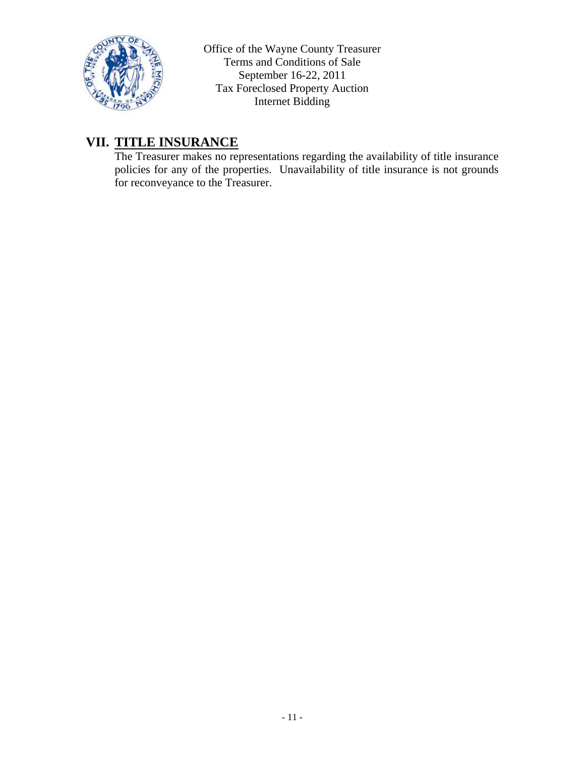## VII. TITLE INSURANCE

The Treasurer makes no representations regarding the availability of title insurance policies for any of the properties. Unavailability of title insurance is not grounds for reconveyance to the Treasurer.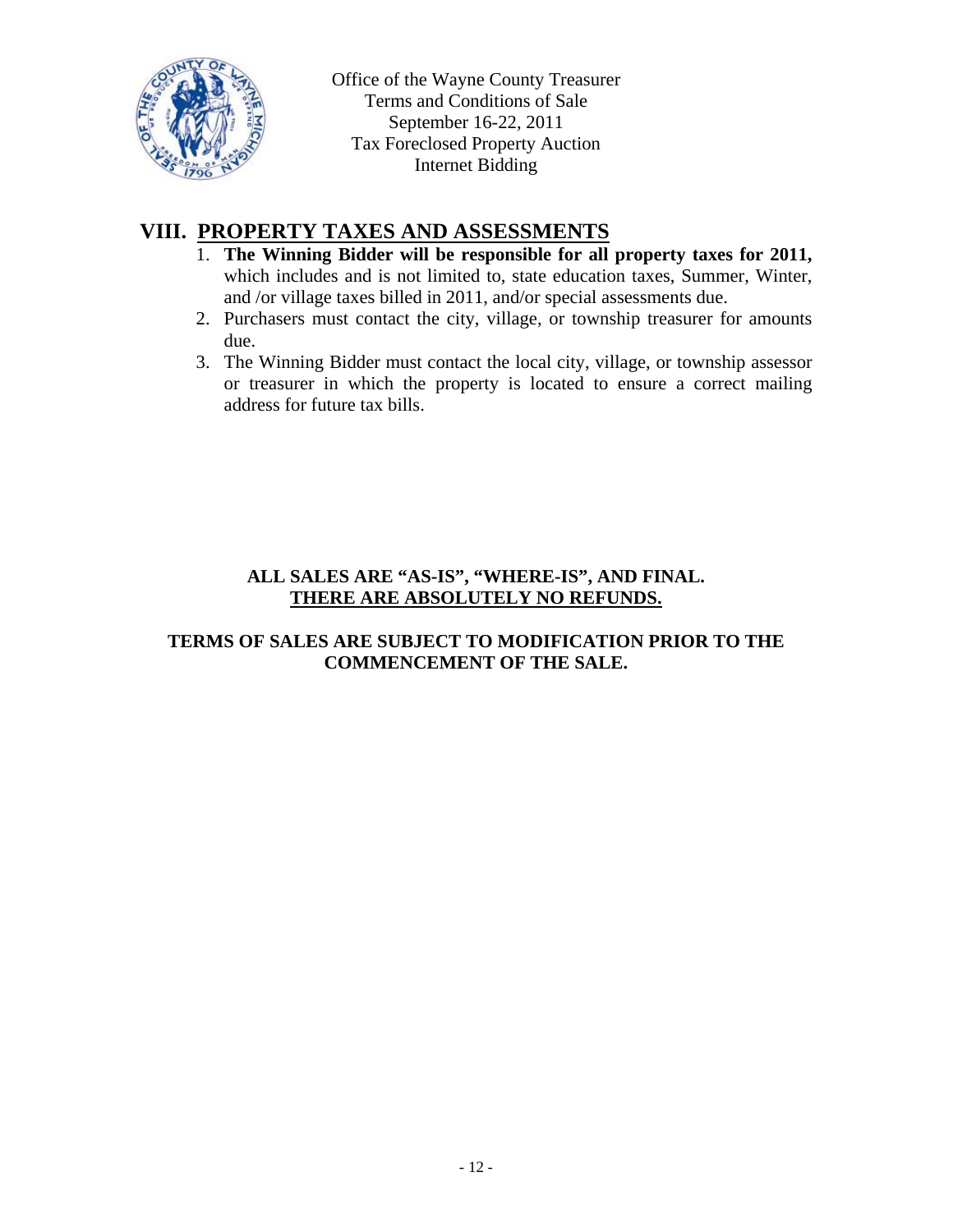Office of the Wayne County Treasurer
Terms and Conditions of Sale
September 16-22, 2011
Tax Foreclosed Property Auction
Internet Bidding

## VIII. PROPERTY TAXES AND ASSESSMENTS

1. **The Winning Bidder will be responsible for all property taxes for 2011,** which includes and is not limited to, state education taxes, Summer, Winter, and /or village taxes billed in 2011, and/or special assessments due.
2. Purchasers must contact the city, village, or township treasurer for amounts due.
3. The Winning Bidder must contact the local city, village, or township assessor or treasurer in which the property is located to ensure a correct mailing address for future tax bills.

**ALL SALES ARE "AS-IS", "WHERE-IS", AND FINAL.**
**THERE ARE ABSOLUTELY NO REFUNDS.**

**TERMS OF SALES ARE SUBJECT TO MODIFICATION PRIOR TO THE COMMENCEMENT OF THE SALE.**